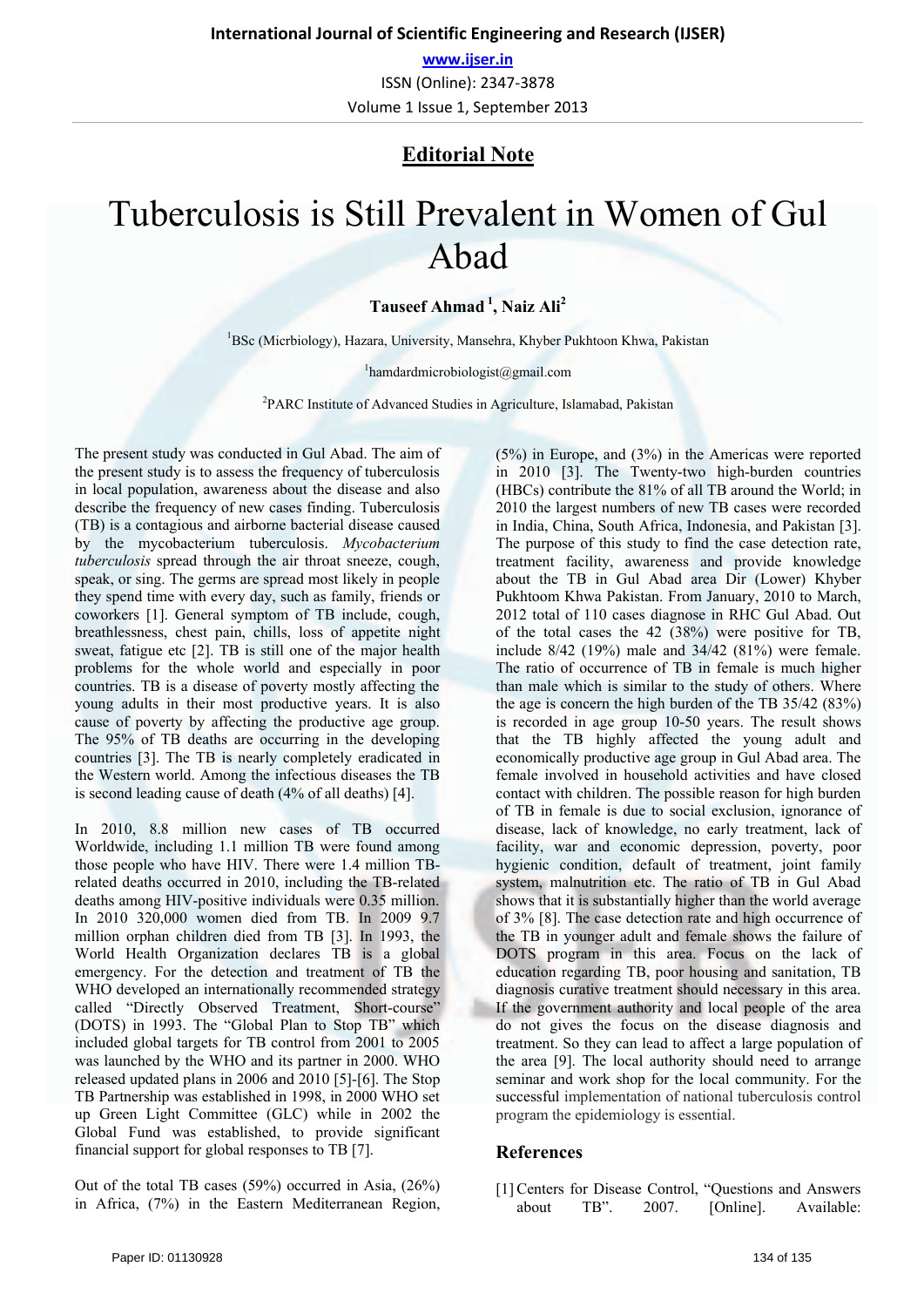## Editorial Note

# Tuberculosis is Still Prevalent in Women of Gul Abad

**Tauseef Ahmad [1], Naiz Ali[2]**

[1]BSc (Micrbiology), Hazara, University, Mansehra, Khyber Pukhtoon Khwa, Pakistan

[1]hamdardmicrobiologist@gmail.com

[2]PARC Institute of Advanced Studies in Agriculture, Islamabad, Pakistan

The present study was conducted in Gul Abad. The aim of the present study is to assess the frequency of tuberculosis in local population, awareness about the disease and also describe the frequency of new cases finding. Tuberculosis (TB) is a contagious and airborne bacterial disease caused by the mycobacterium tuberculosis. *Mycobacterium tuberculosis* spread through the air throat sneeze, cough, speak, or sing. The germs are spread most likely in people they spend time with every day, such as family, friends or coworkers [1]. General symptom of TB include, cough, breathlessness, chest pain, chills, loss of appetite night sweat, fatigue etc [2]. TB is still one of the major health problems for the whole world and especially in poor countries. TB is a disease of poverty mostly affecting the young adults in their most productive years. It is also cause of poverty by affecting the productive age group. The 95% of TB deaths are occurring in the developing countries [3]. The TB is nearly completely eradicated in the Western world. Among the infectious diseases the TB is second leading cause of death (4% of all deaths) [4].

In 2010, 8.8 million new cases of TB occurred Worldwide, including 1.1 million TB were found among those people who have HIV. There were 1.4 million TB-related deaths occurred in 2010, including the TB-related deaths among HIV-positive individuals were 0.35 million. In 2010 320,000 women died from TB. In 2009 9.7 million orphan children died from TB [3]. In 1993, the World Health Organization declares TB is a global emergency. For the detection and treatment of TB the WHO developed an internationally recommended strategy called "Directly Observed Treatment, Short-course" (DOTS) in 1993. The "Global Plan to Stop TB" which included global targets for TB control from 2001 to 2005 was launched by the WHO and its partner in 2000. WHO released updated plans in 2006 and 2010 [5]-[6]. The Stop TB Partnership was established in 1998, in 2000 WHO set up Green Light Committee (GLC) while in 2002 the Global Fund was established, to provide significant financial support for global responses to TB [7].

Out of the total TB cases (59%) occurred in Asia, (26%) in Africa, (7%) in the Eastern Mediterranean Region, (5%) in Europe, and (3%) in the Americas were reported in 2010 [3]. The Twenty-two high-burden countries (HBCs) contribute the 81% of all TB around the World; in 2010 the largest numbers of new TB cases were recorded in India, China, South Africa, Indonesia, and Pakistan [3]. The purpose of this study to find the case detection rate, treatment facility, awareness and provide knowledge about the TB in Gul Abad area Dir (Lower) Khyber Pukhtoom Khwa Pakistan. From January, 2010 to March, 2012 total of 110 cases diagnose in RHC Gul Abad. Out of the total cases the 42 (38%) were positive for TB, include 8/42 (19%) male and 34/42 (81%) were female. The ratio of occurrence of TB in female is much higher than male which is similar to the study of others. Where the age is concern the high burden of the TB 35/42 (83%) is recorded in age group 10-50 years. The result shows that the TB highly affected the young adult and economically productive age group in Gul Abad area. The female involved in household activities and have closed contact with children. The possible reason for high burden of TB in female is due to social exclusion, ignorance of disease, lack of knowledge, no early treatment, lack of facility, war and economic depression, poverty, poor hygienic condition, default of treatment, joint family system, malnutrition etc. The ratio of TB in Gul Abad shows that it is substantially higher than the world average of 3% [8]. The case detection rate and high occurrence of the TB in younger adult and female shows the failure of DOTS program in this area. Focus on the lack of education regarding TB, poor housing and sanitation, TB diagnosis curative treatment should necessary in this area. If the government authority and local people of the area do not gives the focus on the disease diagnosis and treatment. So they can lead to affect a large population of the area [9]. The local authority should need to arrange seminar and work shop for the local community. For the successful implementation of national tuberculosis control program the epidemiology is essential.

## References

[1] Centers for Disease Control, "Questions and Answers about TB". 2007. [Online]. Available: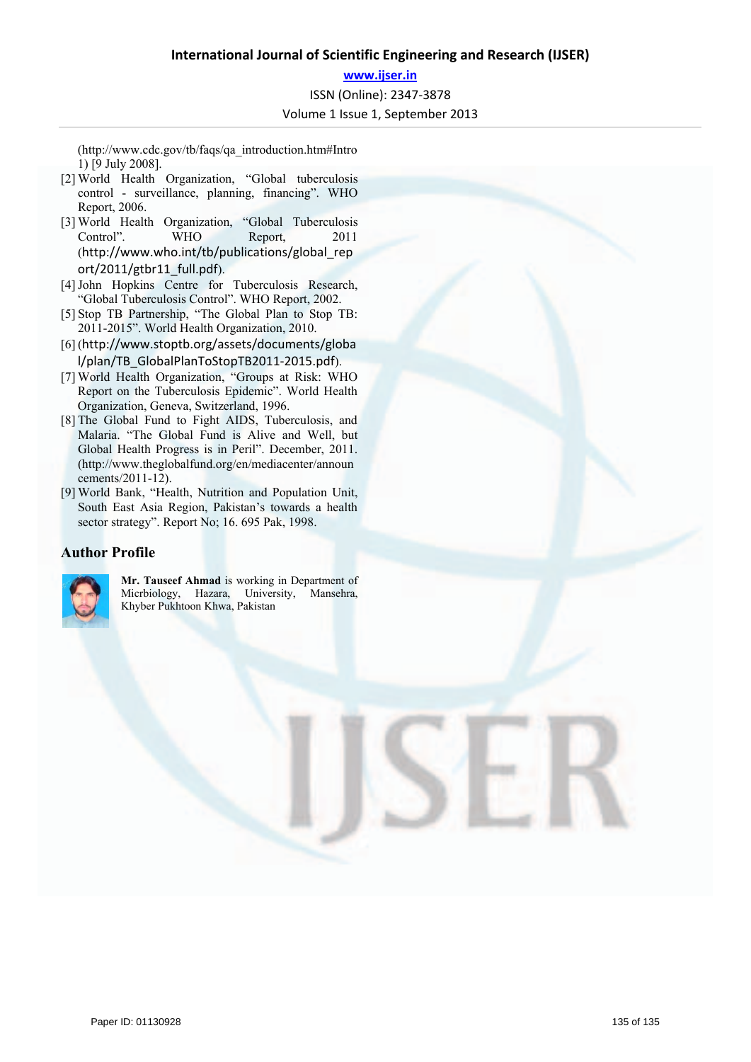(http://www.cdc.gov/tb/faqs/qa_introduction.htm#Intro 1) [9 July 2008].

[2] World Health Organization, "Global tuberculosis control - surveillance, planning, financing". WHO Report, 2006.

[3] World Health Organization, "Global Tuberculosis Control". WHO Report, 2011 (http://www.who.int/tb/publications/global_report/2011/gtbr11_full.pdf).

[4] John Hopkins Centre for Tuberculosis Research, "Global Tuberculosis Control". WHO Report, 2002.

[5] Stop TB Partnership, "The Global Plan to Stop TB: 2011-2015". World Health Organization, 2010.

[6] (http://www.stoptb.org/assets/documents/global/plan/TB_GlobalPlanToStopTB2011-2015.pdf).

[7] World Health Organization, "Groups at Risk: WHO Report on the Tuberculosis Epidemic". World Health Organization, Geneva, Switzerland, 1996.

[8] The Global Fund to Fight AIDS, Tuberculosis, and Malaria. "The Global Fund is Alive and Well, but Global Health Progress is in Peril". December, 2011. (http://www.theglobalfund.org/en/mediacenter/announcements/2011-12).

[9] World Bank, "Health, Nutrition and Population Unit, South East Asia Region, Pakistan's towards a health sector strategy". Report No; 16. 695 Pak, 1998.

## Author Profile

**Mr. Tauseef Ahmad** is working in Department of Micrbiology, Hazara, University, Mansehra, Khyber Pukhtoon Khwa, Pakistan